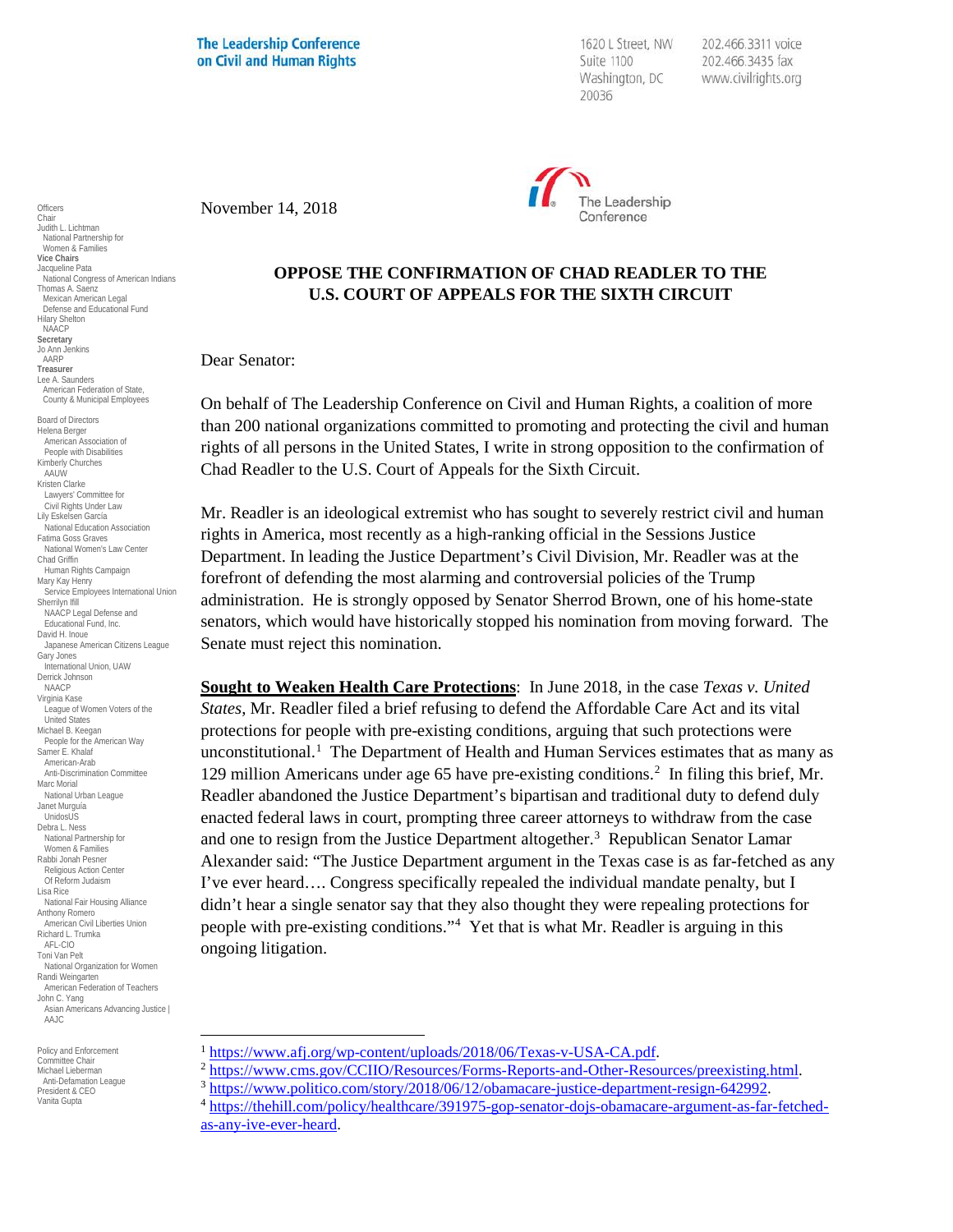The Leadership Conference on Civil and Human Rights

1620 L Street, NW
Suite 1100
Washington, DC
20036

202.466.3311 voice
202.466.3435 fax
www.civilrights.org

Officers
Chair
Judith L. Lichtman
National Partnership for Women & Families
**Vice Chairs**
Jacqueline Pata
National Congress of American Indians
Thomas A. Saenz
Mexican American Legal Defense and Educational Fund
Hilary Shelton
NAACP
**Secretary**
Jo Ann Jenkins
AARP
**Treasurer**
Lee A. Saunders
American Federation of State, County & Municipal Employees

Board of Directors
Helena Berger
American Association of People with Disabilities
Kimberly Churches
AAUW
Kristen Clarke
Lawyers' Committee for Civil Rights Under Law
Lily Eskelsen García
National Education Association
Fatima Goss Graves
National Women's Law Center
Chad Griffin
Human Rights Campaign
Mary Kay Henry
Service Employees International Union
Sherrilyn Ifill
NAACP Legal Defense and Educational Fund, Inc.
David H. Inoue
Japanese American Citizens League
Gary Jones
International Union, UAW
Derrick Johnson
NAACP
Virginia Kase
League of Women Voters of the United States
Michael B. Keegan
People for the American Way
Samer E. Khalaf
American-Arab Anti-Discrimination Committee
Marc Morial
National Urban League
Janet Murguía
UnidosUS
Debra L. Ness
National Partnership for Women & Families
Rabbi Jonah Pesner
Religious Action Center Of Reform Judaism
Lisa Rice
National Fair Housing Alliance
Anthony Romero
American Civil Liberties Union
Richard L. Trumka
AFL-CIO
Toni Van Pelt
National Organization for Women
Randi Weingarten
American Federation of Teachers
John C. Yang
Asian Americans Advancing Justice | AAJC

Policy and Enforcement Committee Chair
Michael Lieberman
Anti-Defamation League
President & CEO
Vanita Gupta

November 14, 2018

**OPPOSE THE CONFIRMATION OF CHAD READLER TO THE U.S. COURT OF APPEALS FOR THE SIXTH CIRCUIT**

Dear Senator:

On behalf of The Leadership Conference on Civil and Human Rights, a coalition of more than 200 national organizations committed to promoting and protecting the civil and human rights of all persons in the United States, I write in strong opposition to the confirmation of Chad Readler to the U.S. Court of Appeals for the Sixth Circuit.

Mr. Readler is an ideological extremist who has sought to severely restrict civil and human rights in America, most recently as a high-ranking official in the Sessions Justice Department. In leading the Justice Department's Civil Division, Mr. Readler was at the forefront of defending the most alarming and controversial policies of the Trump administration. He is strongly opposed by Senator Sherrod Brown, one of his home-state senators, which would have historically stopped his nomination from moving forward. The Senate must reject this nomination.

**Sought to Weaken Health Care Protections**: In June 2018, in the case *Texas v. United States*, Mr. Readler filed a brief refusing to defend the Affordable Care Act and its vital protections for people with pre-existing conditions, arguing that such protections were unconstitutional.[1] The Department of Health and Human Services estimates that as many as 129 million Americans under age 65 have pre-existing conditions.[2] In filing this brief, Mr. Readler abandoned the Justice Department's bipartisan and traditional duty to defend duly enacted federal laws in court, prompting three career attorneys to withdraw from the case and one to resign from the Justice Department altogether.[3] Republican Senator Lamar Alexander said: "The Justice Department argument in the Texas case is as far-fetched as any I've ever heard…. Congress specifically repealed the individual mandate penalty, but I didn't hear a single senator say that they also thought they were repealing protections for people with pre-existing conditions."[4] Yet that is what Mr. Readler is arguing in this ongoing litigation.

---

[1] https://www.afj.org/wp-content/uploads/2018/06/Texas-v-USA-CA.pdf.

[2] https://www.cms.gov/CCIIO/Resources/Forms-Reports-and-Other-Resources/preexisting.html.

[3] https://www.politico.com/story/2018/06/12/obamacare-justice-department-resign-642992.

[4] https://thehill.com/policy/healthcare/391975-gop-senator-dojs-obamacare-argument-as-far-fetched-as-any-ive-ever-heard.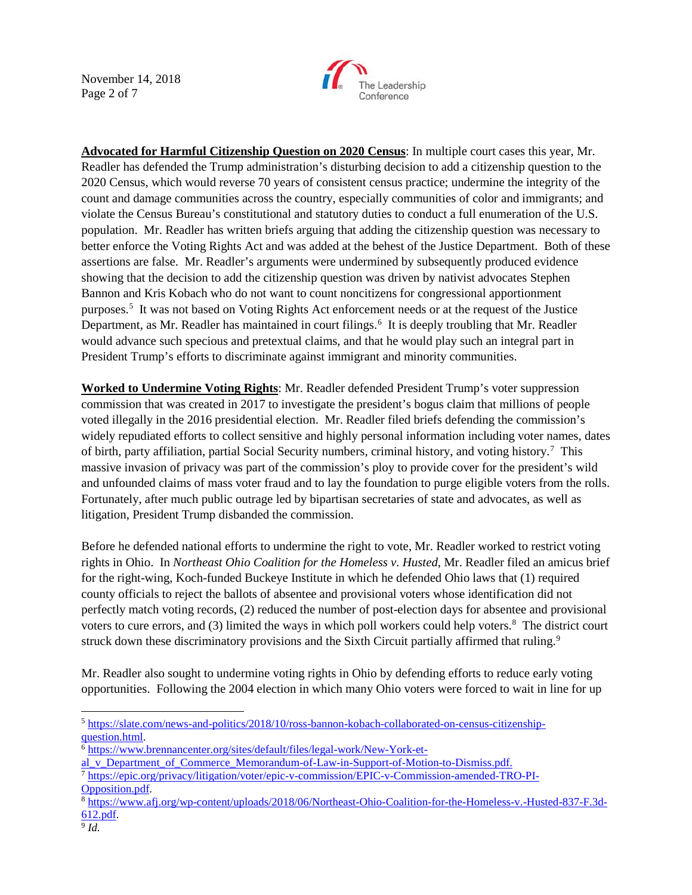**Advocated for Harmful Citizenship Question on 2020 Census**: In multiple court cases this year, Mr. Readler has defended the Trump administration's disturbing decision to add a citizenship question to the 2020 Census, which would reverse 70 years of consistent census practice; undermine the integrity of the count and damage communities across the country, especially communities of color and immigrants; and violate the Census Bureau's constitutional and statutory duties to conduct a full enumeration of the U.S. population. Mr. Readler has written briefs arguing that adding the citizenship question was necessary to better enforce the Voting Rights Act and was added at the behest of the Justice Department. Both of these assertions are false. Mr. Readler's arguments were undermined by subsequently produced evidence showing that the decision to add the citizenship question was driven by nativist advocates Stephen Bannon and Kris Kobach who do not want to count noncitizens for congressional apportionment purposes.[5] It was not based on Voting Rights Act enforcement needs or at the request of the Justice Department, as Mr. Readler has maintained in court filings.[6] It is deeply troubling that Mr. Readler would advance such specious and pretextual claims, and that he would play such an integral part in President Trump's efforts to discriminate against immigrant and minority communities.

**Worked to Undermine Voting Rights**: Mr. Readler defended President Trump's voter suppression commission that was created in 2017 to investigate the president's bogus claim that millions of people voted illegally in the 2016 presidential election. Mr. Readler filed briefs defending the commission's widely repudiated efforts to collect sensitive and highly personal information including voter names, dates of birth, party affiliation, partial Social Security numbers, criminal history, and voting history.[7] This massive invasion of privacy was part of the commission's ploy to provide cover for the president's wild and unfounded claims of mass voter fraud and to lay the foundation to purge eligible voters from the rolls. Fortunately, after much public outrage led by bipartisan secretaries of state and advocates, as well as litigation, President Trump disbanded the commission.

Before he defended national efforts to undermine the right to vote, Mr. Readler worked to restrict voting rights in Ohio. In *Northeast Ohio Coalition for the Homeless v. Husted*, Mr. Readler filed an amicus brief for the right-wing, Koch-funded Buckeye Institute in which he defended Ohio laws that (1) required county officials to reject the ballots of absentee and provisional voters whose identification did not perfectly match voting records, (2) reduced the number of post-election days for absentee and provisional voters to cure errors, and (3) limited the ways in which poll workers could help voters.[8] The district court struck down these discriminatory provisions and the Sixth Circuit partially affirmed that ruling.[9]

Mr. Readler also sought to undermine voting rights in Ohio by defending efforts to reduce early voting opportunities. Following the 2004 election in which many Ohio voters were forced to wait in line for up

---

[5] https://slate.com/news-and-politics/2018/10/ross-bannon-kobach-collaborated-on-census-citizenship-question.html.

[6] https://www.brennancenter.org/sites/default/files/legal-work/New-York-et-al_v_Department_of_Commerce_Memorandum-of-Law-in-Support-of-Motion-to-Dismiss.pdf.

[7] https://epic.org/privacy/litigation/voter/epic-v-commission/EPIC-v-Commission-amended-TRO-PI-Opposition.pdf.

[8] https://www.afj.org/wp-content/uploads/2018/06/Northeast-Ohio-Coalition-for-the-Homeless-v.-Husted-837-F.3d-612.pdf.

[9] *Id.*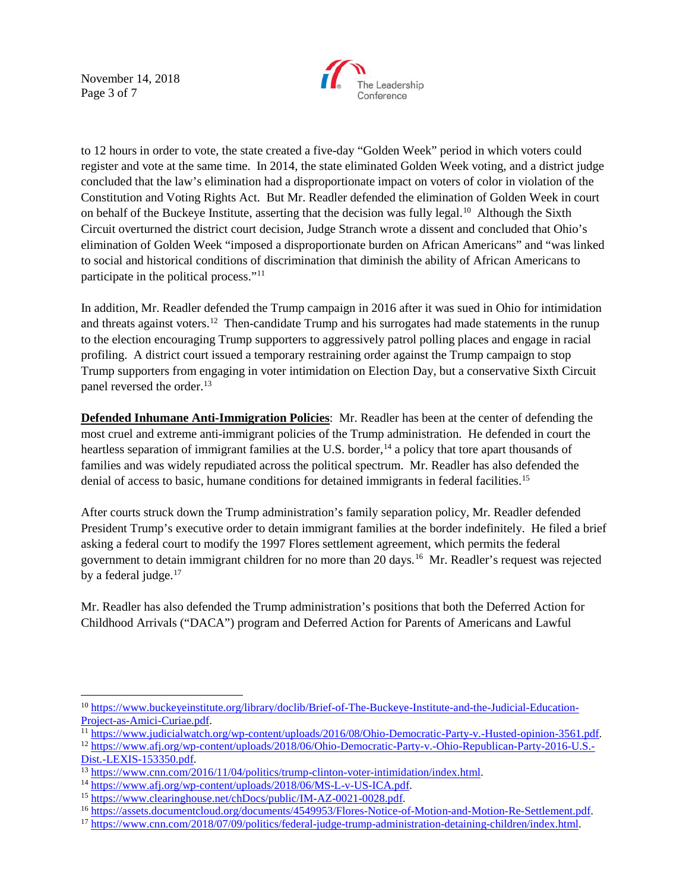to 12 hours in order to vote, the state created a five-day "Golden Week" period in which voters could register and vote at the same time. In 2014, the state eliminated Golden Week voting, and a district judge concluded that the law's elimination had a disproportionate impact on voters of color in violation of the Constitution and Voting Rights Act. But Mr. Readler defended the elimination of Golden Week in court on behalf of the Buckeye Institute, asserting that the decision was fully legal.[10] Although the Sixth Circuit overturned the district court decision, Judge Stranch wrote a dissent and concluded that Ohio's elimination of Golden Week "imposed a disproportionate burden on African Americans" and "was linked to social and historical conditions of discrimination that diminish the ability of African Americans to participate in the political process."[11]

In addition, Mr. Readler defended the Trump campaign in 2016 after it was sued in Ohio for intimidation and threats against voters.[12] Then-candidate Trump and his surrogates had made statements in the runup to the election encouraging Trump supporters to aggressively patrol polling places and engage in racial profiling. A district court issued a temporary restraining order against the Trump campaign to stop Trump supporters from engaging in voter intimidation on Election Day, but a conservative Sixth Circuit panel reversed the order.[13]

**Defended Inhumane Anti-Immigration Policies**: Mr. Readler has been at the center of defending the most cruel and extreme anti-immigrant policies of the Trump administration. He defended in court the heartless separation of immigrant families at the U.S. border,[14] a policy that tore apart thousands of families and was widely repudiated across the political spectrum. Mr. Readler has also defended the denial of access to basic, humane conditions for detained immigrants in federal facilities.[15]

After courts struck down the Trump administration's family separation policy, Mr. Readler defended President Trump's executive order to detain immigrant families at the border indefinitely. He filed a brief asking a federal court to modify the 1997 Flores settlement agreement, which permits the federal government to detain immigrant children for no more than 20 days.[16] Mr. Readler's request was rejected by a federal judge.[17]

Mr. Readler has also defended the Trump administration's positions that both the Deferred Action for Childhood Arrivals ("DACA") program and Deferred Action for Parents of Americans and Lawful

---

[10] https://www.buckeyeinstitute.org/library/doclib/Brief-of-The-Buckeye-Institute-and-the-Judicial-Education-Project-as-Amici-Curiae.pdf.

[11] https://www.judicialwatch.org/wp-content/uploads/2016/08/Ohio-Democratic-Party-v.-Husted-opinion-3561.pdf.

[12] https://www.afj.org/wp-content/uploads/2018/06/Ohio-Democratic-Party-v.-Ohio-Republican-Party-2016-U.S.-Dist.-LEXIS-153350.pdf.

[13] https://www.cnn.com/2016/11/04/politics/trump-clinton-voter-intimidation/index.html.

[14] https://www.afj.org/wp-content/uploads/2018/06/MS-L-v-US-ICA.pdf.

[15] https://www.clearinghouse.net/chDocs/public/IM-AZ-0021-0028.pdf.

[16] https://assets.documentcloud.org/documents/4549953/Flores-Notice-of-Motion-and-Motion-Re-Settlement.pdf.

[17] https://www.cnn.com/2018/07/09/politics/federal-judge-trump-administration-detaining-children/index.html.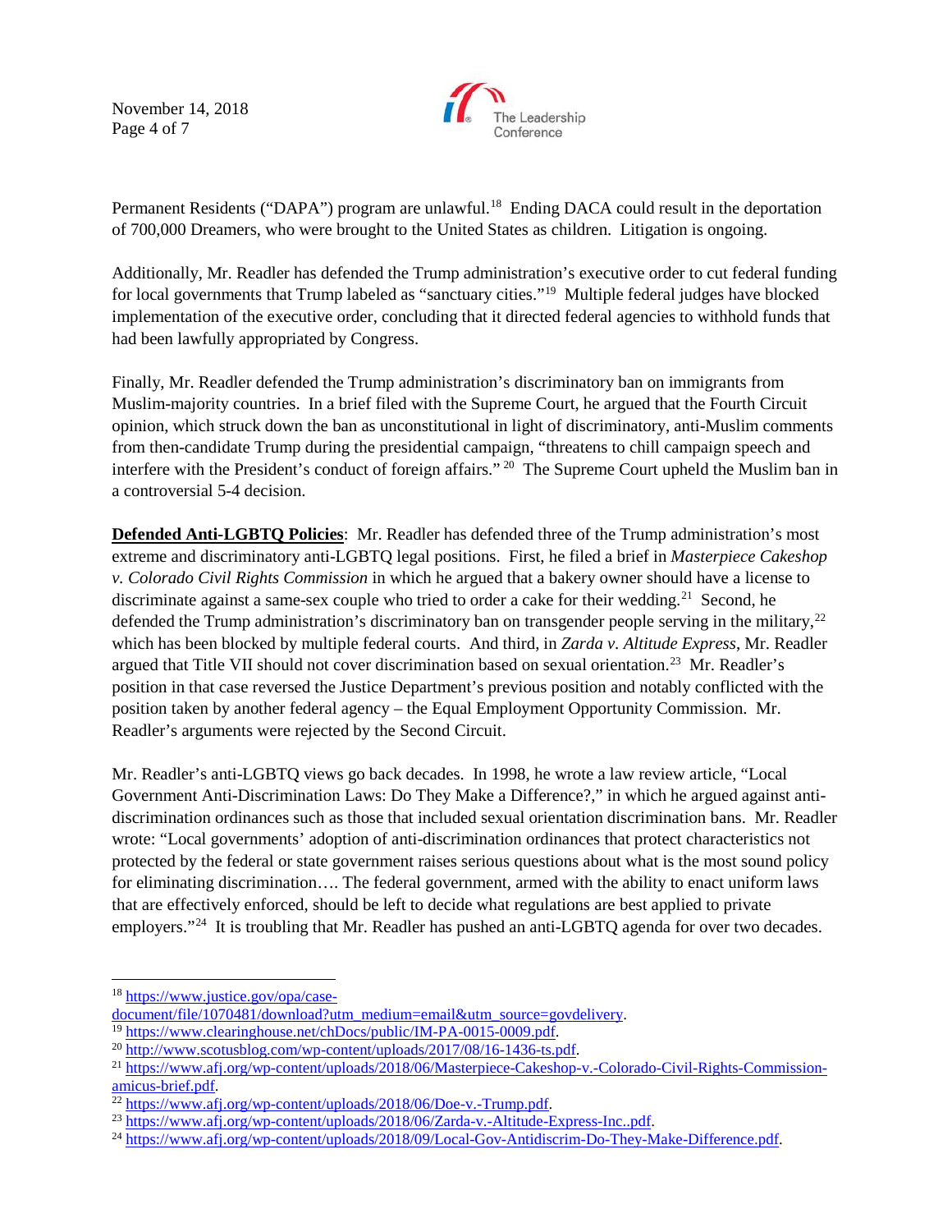Permanent Residents ("DAPA") program are unlawful.[18] Ending DACA could result in the deportation of 700,000 Dreamers, who were brought to the United States as children. Litigation is ongoing.

Additionally, Mr. Readler has defended the Trump administration's executive order to cut federal funding for local governments that Trump labeled as "sanctuary cities."[19] Multiple federal judges have blocked implementation of the executive order, concluding that it directed federal agencies to withhold funds that had been lawfully appropriated by Congress.

Finally, Mr. Readler defended the Trump administration's discriminatory ban on immigrants from Muslim-majority countries. In a brief filed with the Supreme Court, he argued that the Fourth Circuit opinion, which struck down the ban as unconstitutional in light of discriminatory, anti-Muslim comments from then-candidate Trump during the presidential campaign, "threatens to chill campaign speech and interfere with the President's conduct of foreign affairs."[20] The Supreme Court upheld the Muslim ban in a controversial 5-4 decision.

**Defended Anti-LGBTQ Policies**: Mr. Readler has defended three of the Trump administration's most extreme and discriminatory anti-LGBTQ legal positions. First, he filed a brief in *Masterpiece Cakeshop v. Colorado Civil Rights Commission* in which he argued that a bakery owner should have a license to discriminate against a same-sex couple who tried to order a cake for their wedding.[21] Second, he defended the Trump administration's discriminatory ban on transgender people serving in the military,[22] which has been blocked by multiple federal courts. And third, in *Zarda v. Altitude Express*, Mr. Readler argued that Title VII should not cover discrimination based on sexual orientation.[23] Mr. Readler's position in that case reversed the Justice Department's previous position and notably conflicted with the position taken by another federal agency – the Equal Employment Opportunity Commission. Mr. Readler's arguments were rejected by the Second Circuit.

Mr. Readler's anti-LGBTQ views go back decades. In 1998, he wrote a law review article, "Local Government Anti-Discrimination Laws: Do They Make a Difference?," in which he argued against anti-discrimination ordinances such as those that included sexual orientation discrimination bans. Mr. Readler wrote: "Local governments' adoption of anti-discrimination ordinances that protect characteristics not protected by the federal or state government raises serious questions about what is the most sound policy for eliminating discrimination…. The federal government, armed with the ability to enact uniform laws that are effectively enforced, should be left to decide what regulations are best applied to private employers."[24] It is troubling that Mr. Readler has pushed an anti-LGBTQ agenda for over two decades.

---

[18] https://www.justice.gov/opa/case-document/file/1070481/download?utm_medium=email&utm_source=govdelivery.

[19] https://www.clearinghouse.net/chDocs/public/IM-PA-0015-0009.pdf.

[20] http://www.scotusblog.com/wp-content/uploads/2017/08/16-1436-ts.pdf.

[21] https://www.afj.org/wp-content/uploads/2018/06/Masterpiece-Cakeshop-v.-Colorado-Civil-Rights-Commission-amicus-brief.pdf.

[22] https://www.afj.org/wp-content/uploads/2018/06/Doe-v.-Trump.pdf.

[23] https://www.afj.org/wp-content/uploads/2018/06/Zarda-v.-Altitude-Express-Inc..pdf.

[24] https://www.afj.org/wp-content/uploads/2018/09/Local-Gov-Antidiscrim-Do-They-Make-Difference.pdf.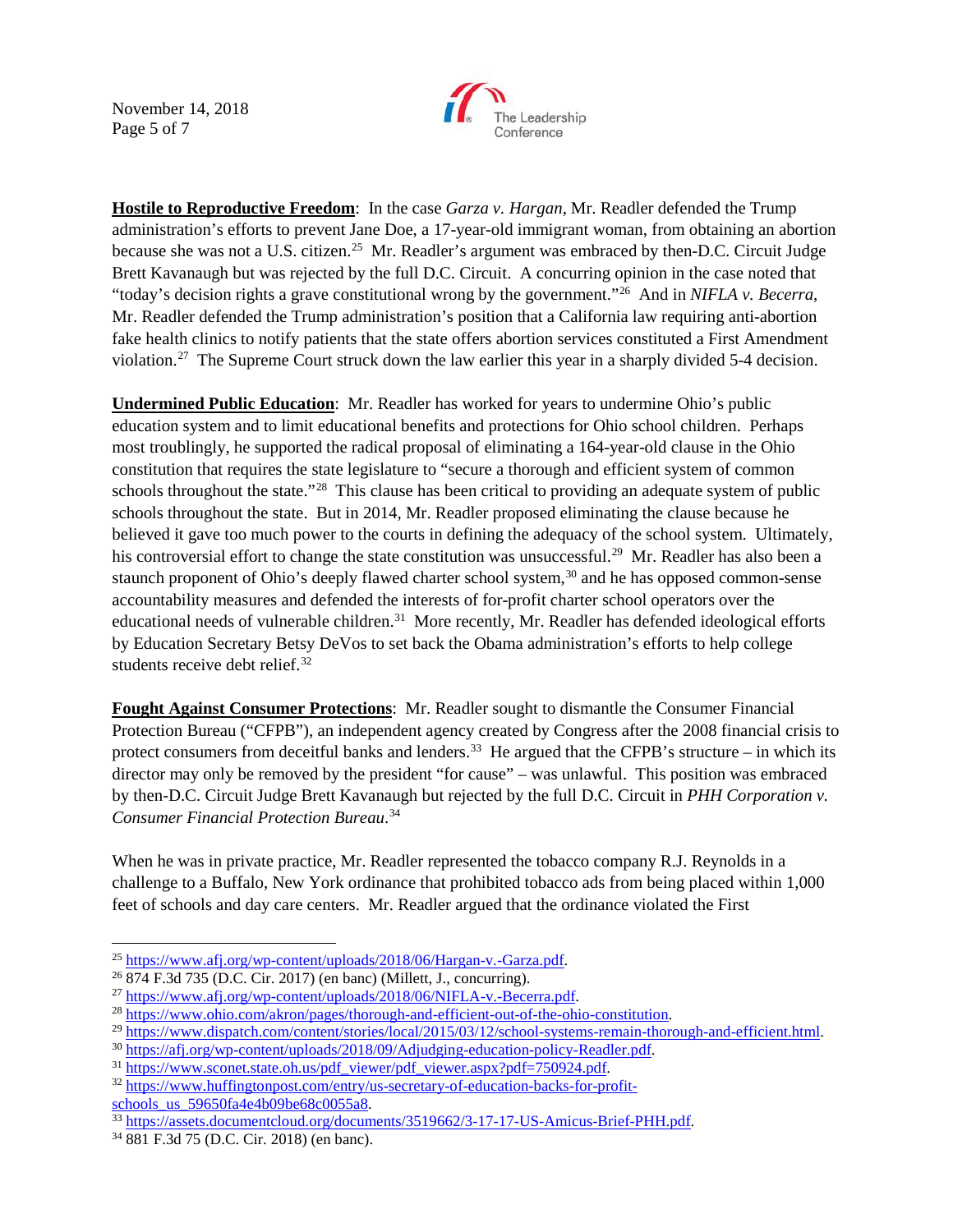**Hostile to Reproductive Freedom**: In the case *Garza v. Hargan*, Mr. Readler defended the Trump administration's efforts to prevent Jane Doe, a 17-year-old immigrant woman, from obtaining an abortion because she was not a U.S. citizen.[25] Mr. Readler's argument was embraced by then-D.C. Circuit Judge Brett Kavanaugh but was rejected by the full D.C. Circuit. A concurring opinion in the case noted that "today's decision rights a grave constitutional wrong by the government."[26] And in *NIFLA v. Becerra*, Mr. Readler defended the Trump administration's position that a California law requiring anti-abortion fake health clinics to notify patients that the state offers abortion services constituted a First Amendment violation.[27] The Supreme Court struck down the law earlier this year in a sharply divided 5-4 decision.

**Undermined Public Education**: Mr. Readler has worked for years to undermine Ohio's public education system and to limit educational benefits and protections for Ohio school children. Perhaps most troublingly, he supported the radical proposal of eliminating a 164-year-old clause in the Ohio constitution that requires the state legislature to "secure a thorough and efficient system of common schools throughout the state."[28] This clause has been critical to providing an adequate system of public schools throughout the state. But in 2014, Mr. Readler proposed eliminating the clause because he believed it gave too much power to the courts in defining the adequacy of the school system. Ultimately, his controversial effort to change the state constitution was unsuccessful.[29] Mr. Readler has also been a staunch proponent of Ohio's deeply flawed charter school system,[30] and he has opposed common-sense accountability measures and defended the interests of for-profit charter school operators over the educational needs of vulnerable children.[31] More recently, Mr. Readler has defended ideological efforts by Education Secretary Betsy DeVos to set back the Obama administration's efforts to help college students receive debt relief.[32]

**Fought Against Consumer Protections**: Mr. Readler sought to dismantle the Consumer Financial Protection Bureau ("CFPB"), an independent agency created by Congress after the 2008 financial crisis to protect consumers from deceitful banks and lenders.[33] He argued that the CFPB's structure – in which its director may only be removed by the president "for cause" – was unlawful. This position was embraced by then-D.C. Circuit Judge Brett Kavanaugh but rejected by the full D.C. Circuit in *PHH Corporation v. Consumer Financial Protection Bureau*.[34]

When he was in private practice, Mr. Readler represented the tobacco company R.J. Reynolds in a challenge to a Buffalo, New York ordinance that prohibited tobacco ads from being placed within 1,000 feet of schools and day care centers. Mr. Readler argued that the ordinance violated the First

---

[25] https://www.afj.org/wp-content/uploads/2018/06/Hargan-v.-Garza.pdf.

[26] 874 F.3d 735 (D.C. Cir. 2017) (en banc) (Millett, J., concurring).

[27] https://www.afj.org/wp-content/uploads/2018/06/NIFLA-v.-Becerra.pdf.

[28] https://www.ohio.com/akron/pages/thorough-and-efficient-out-of-the-ohio-constitution.

[29] https://www.dispatch.com/content/stories/local/2015/03/12/school-systems-remain-thorough-and-efficient.html.

[30] https://afj.org/wp-content/uploads/2018/09/Adjudging-education-policy-Readler.pdf.

[31] https://www.sconet.state.oh.us/pdf_viewer/pdf_viewer.aspx?pdf=750924.pdf.

[32] https://www.huffingtonpost.com/entry/us-secretary-of-education-backs-for-profit-schools_us_59650fa4e4b09be68c0055a8.

[33] https://assets.documentcloud.org/documents/3519662/3-17-17-US-Amicus-Brief-PHH.pdf.

[34] 881 F.3d 75 (D.C. Cir. 2018) (en banc).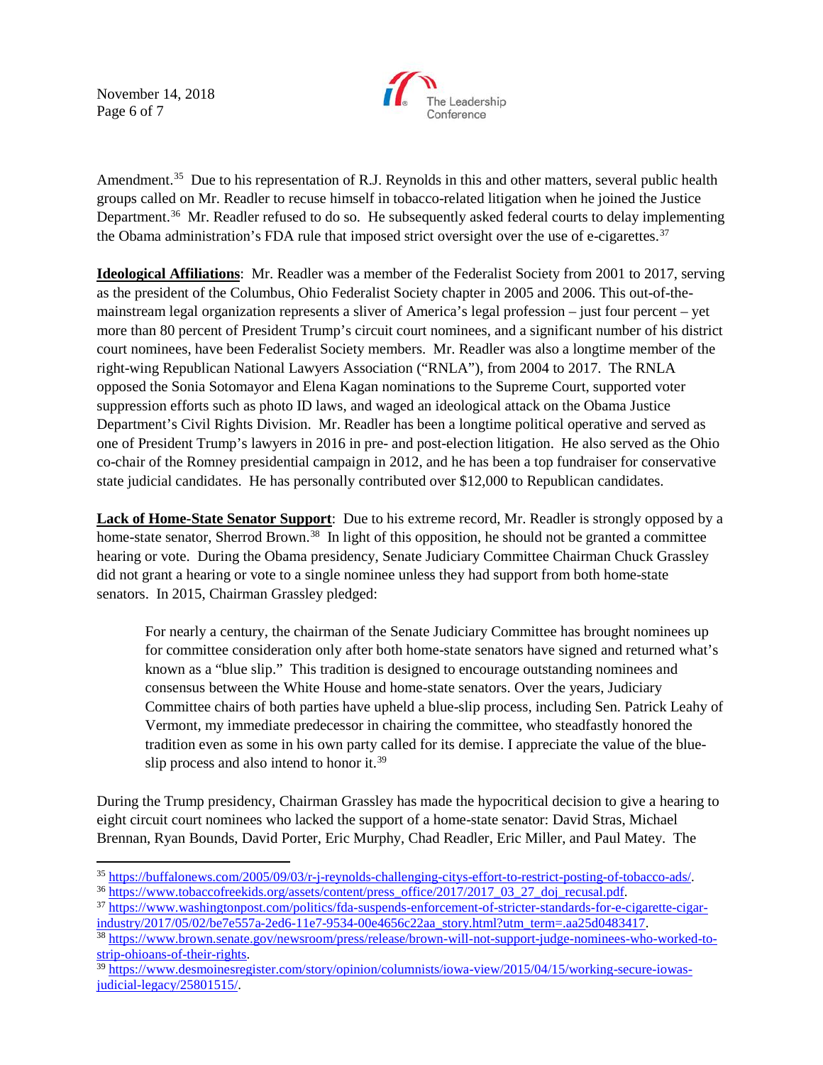Amendment.[35] Due to his representation of R.J. Reynolds in this and other matters, several public health groups called on Mr. Readler to recuse himself in tobacco-related litigation when he joined the Justice Department.[36] Mr. Readler refused to do so. He subsequently asked federal courts to delay implementing the Obama administration's FDA rule that imposed strict oversight over the use of e-cigarettes.[37]

**Ideological Affiliations**: Mr. Readler was a member of the Federalist Society from 2001 to 2017, serving as the president of the Columbus, Ohio Federalist Society chapter in 2005 and 2006. This out-of-the-mainstream legal organization represents a sliver of America's legal profession – just four percent – yet more than 80 percent of President Trump's circuit court nominees, and a significant number of his district court nominees, have been Federalist Society members. Mr. Readler was also a longtime member of the right-wing Republican National Lawyers Association ("RNLA"), from 2004 to 2017. The RNLA opposed the Sonia Sotomayor and Elena Kagan nominations to the Supreme Court, supported voter suppression efforts such as photo ID laws, and waged an ideological attack on the Obama Justice Department's Civil Rights Division. Mr. Readler has been a longtime political operative and served as one of President Trump's lawyers in 2016 in pre- and post-election litigation. He also served as the Ohio co-chair of the Romney presidential campaign in 2012, and he has been a top fundraiser for conservative state judicial candidates. He has personally contributed over $12,000 to Republican candidates.

**Lack of Home-State Senator Support**: Due to his extreme record, Mr. Readler is strongly opposed by a home-state senator, Sherrod Brown.[38] In light of this opposition, he should not be granted a committee hearing or vote. During the Obama presidency, Senate Judiciary Committee Chairman Chuck Grassley did not grant a hearing or vote to a single nominee unless they had support from both home-state senators. In 2015, Chairman Grassley pledged:

> For nearly a century, the chairman of the Senate Judiciary Committee has brought nominees up for committee consideration only after both home-state senators have signed and returned what's known as a "blue slip." This tradition is designed to encourage outstanding nominees and consensus between the White House and home-state senators. Over the years, Judiciary Committee chairs of both parties have upheld a blue-slip process, including Sen. Patrick Leahy of Vermont, my immediate predecessor in chairing the committee, who steadfastly honored the tradition even as some in his own party called for its demise. I appreciate the value of the blue-slip process and also intend to honor it.[39]

During the Trump presidency, Chairman Grassley has made the hypocritical decision to give a hearing to eight circuit court nominees who lacked the support of a home-state senator: David Stras, Michael Brennan, Ryan Bounds, David Porter, Eric Murphy, Chad Readler, Eric Miller, and Paul Matey. The

---

[35] https://buffalonews.com/2005/09/03/r-j-reynolds-challenging-citys-effort-to-restrict-posting-of-tobacco-ads/.

[36] https://www.tobaccofreekids.org/assets/content/press_office/2017/2017_03_27_doj_recusal.pdf.

[37] https://www.washingtonpost.com/politics/fda-suspends-enforcement-of-stricter-standards-for-e-cigarette-cigar-industry/2017/05/02/be7e557a-2ed6-11e7-9534-00e4656c22aa_story.html?utm_term=.aa25d0483417.

[38] https://www.brown.senate.gov/newsroom/press/release/brown-will-not-support-judge-nominees-who-worked-to-strip-ohioans-of-their-rights.

[39] https://www.desmoinesregister.com/story/opinion/columnists/iowa-view/2015/04/15/working-secure-iowas-judicial-legacy/25801515/.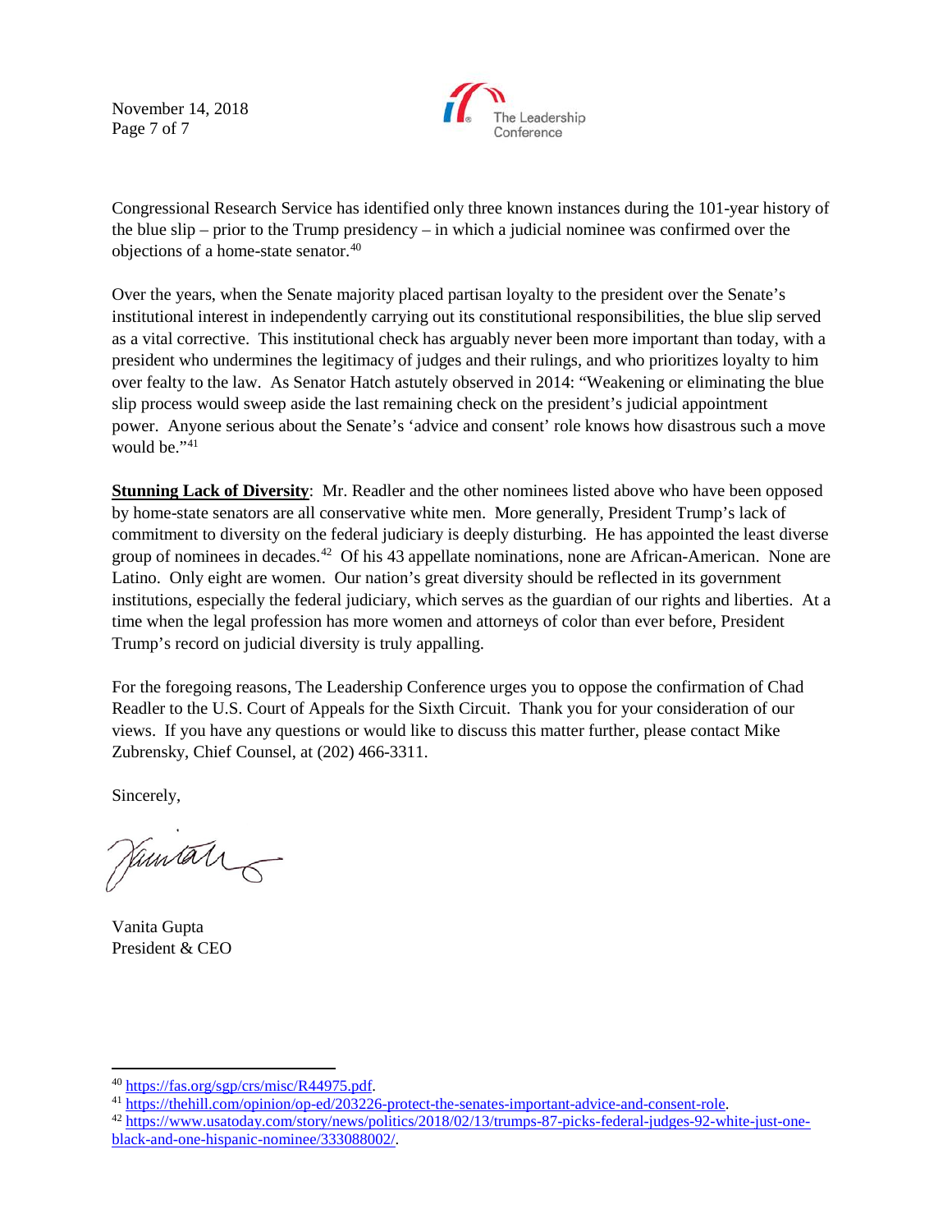Congressional Research Service has identified only three known instances during the 101-year history of the blue slip – prior to the Trump presidency – in which a judicial nominee was confirmed over the objections of a home-state senator.[40]

Over the years, when the Senate majority placed partisan loyalty to the president over the Senate's institutional interest in independently carrying out its constitutional responsibilities, the blue slip served as a vital corrective. This institutional check has arguably never been more important than today, with a president who undermines the legitimacy of judges and their rulings, and who prioritizes loyalty to him over fealty to the law. As Senator Hatch astutely observed in 2014: "Weakening or eliminating the blue slip process would sweep aside the last remaining check on the president's judicial appointment power. Anyone serious about the Senate's 'advice and consent' role knows how disastrous such a move would be."[41]

**Stunning Lack of Diversity**: Mr. Readler and the other nominees listed above who have been opposed by home-state senators are all conservative white men. More generally, President Trump's lack of commitment to diversity on the federal judiciary is deeply disturbing. He has appointed the least diverse group of nominees in decades.[42] Of his 43 appellate nominations, none are African-American. None are Latino. Only eight are women. Our nation's great diversity should be reflected in its government institutions, especially the federal judiciary, which serves as the guardian of our rights and liberties. At a time when the legal profession has more women and attorneys of color than ever before, President Trump's record on judicial diversity is truly appalling.

For the foregoing reasons, The Leadership Conference urges you to oppose the confirmation of Chad Readler to the U.S. Court of Appeals for the Sixth Circuit. Thank you for your consideration of our views. If you have any questions or would like to discuss this matter further, please contact Mike Zubrensky, Chief Counsel, at (202) 466-3311.

Sincerely,

Vanita Gupta
President & CEO

---

[40] https://fas.org/sgp/crs/misc/R44975.pdf.

[41] https://thehill.com/opinion/op-ed/203226-protect-the-senates-important-advice-and-consent-role.

[42] https://www.usatoday.com/story/news/politics/2018/02/13/trumps-87-picks-federal-judges-92-white-just-one-black-and-one-hispanic-nominee/333088002/.